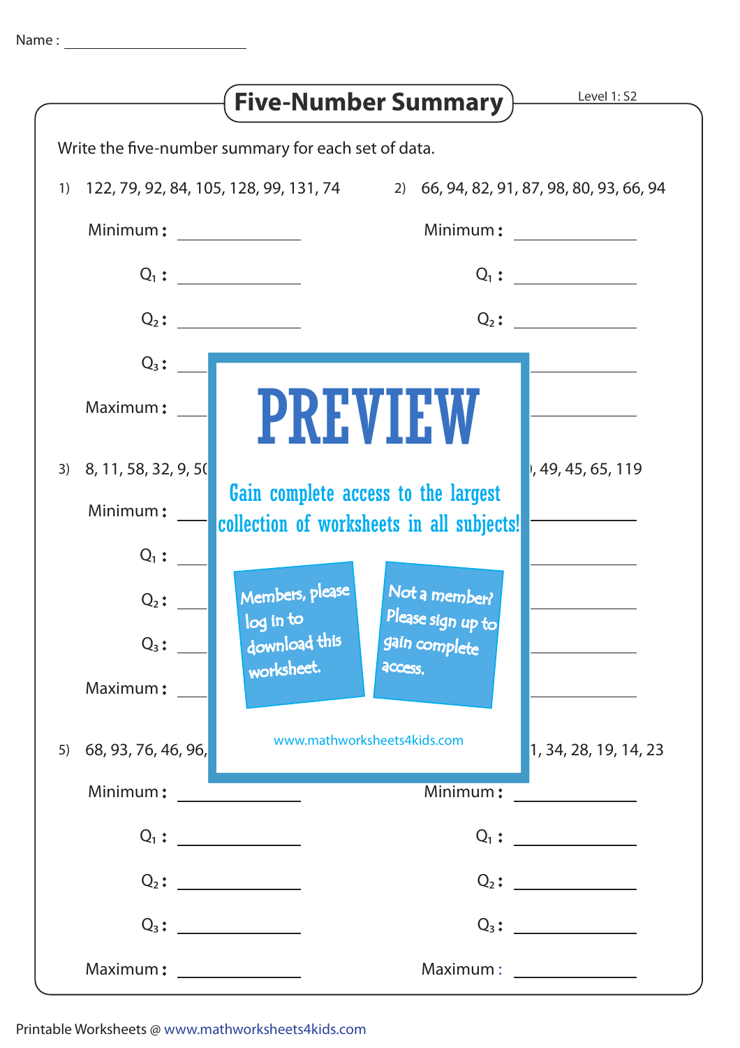Name : ________________________

# Five-Number Summary

Level 1: S2

Write the five-number summary for each set of data.

1) 122, 79, 92, 84, 105, 128, 99, 131, 74

Minimum : ____________

$Q_1$ : ____________

$Q_2$ : ____________

$Q_3$ : ____________

Maximum : ____________

2) 66, 94, 82, 91, 87, 98, 80, 93, 66, 94

Minimum : ____________

$Q_1$ : ____________

$Q_2$ : ____________

$Q_3$ : ____________

Maximum : ____________

3) 8, 11, 58, 32, 9, 5(

Minimum : ____________

$Q_1$ : ____________

$Q_2$ : ____________

$Q_3$ : ____________

Maximum : ____________

4) ), 49, 45, 65, 119

Minimum : ____________

$Q_1$ : ____________

$Q_2$ : ____________

$Q_3$ : ____________

Maximum : ____________

5) 68, 93, 76, 46, 96,

Minimum : ____________

$Q_1$ : ____________

$Q_2$ : ____________

$Q_3$ : ____________

Maximum : ____________

6) 1, 34, 28, 19, 14, 23

Minimum : ____________

$Q_1$ : ____________

$Q_2$ : ____________

$Q_3$ : ____________

Maximum : ____________

PREVIEW

Gain complete access to the largest collection of worksheets in all subjects!

Members, please log in to download this worksheet.

Not a member? Please sign up to gain complete access.

www.mathworksheets4kids.com

Printable Worksheets @ www.mathworksheets4kids.com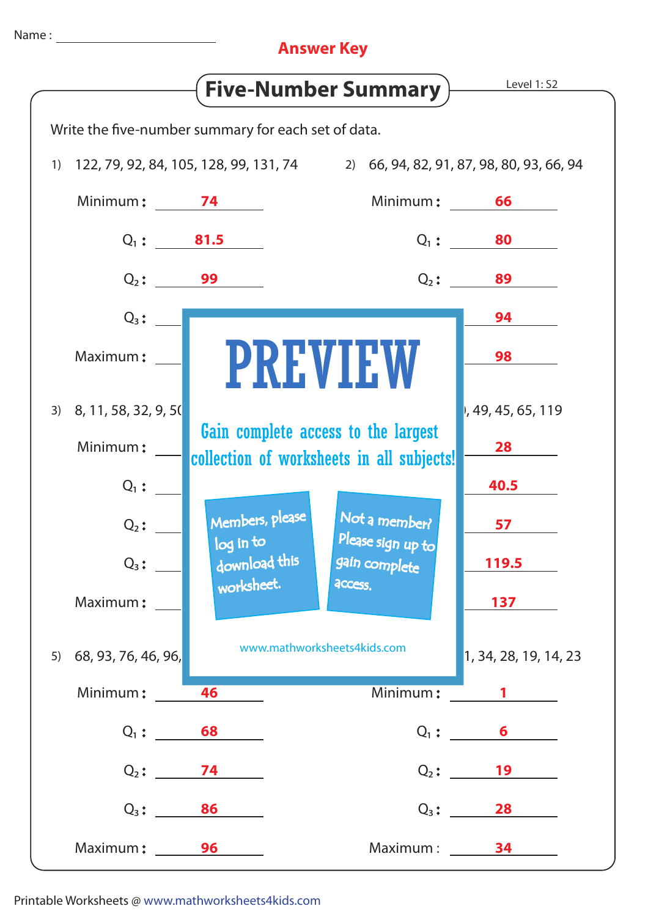Name : ______________________

**Answer Key**

# Five-Number Summary

Level 1: S2

Write the five-number summary for each set of data.

1) 122, 79, 92, 84, 105, 128, 99, 131, 74

Minimum : **74**

$Q_1$ : **81.5**

$Q_2$ : **99**

$Q_3$ :

Maximum :

2) 66, 94, 82, 91, 87, 98, 80, 93, 66, 94

Minimum : **66**

$Q_1$ : **80**

$Q_2$ : **89**

$Q_3$ : **94**

Maximum : **98**

3) 8, 11, 58, 32, 9, 5

Minimum :

$Q_1$ :

$Q_2$ :

$Q_3$ :

Maximum :

4) , 49, 45, 65, 119

Minimum : **28**

$Q_1$ : **40.5**

$Q_2$ : **57**

$Q_3$ : **119.5**

Maximum : **137**

**PREVIEW**

Gain complete access to the largest collection of worksheets in all subjects!

Members, please log in to download this worksheet.

Not a member? Please sign up to gain complete access.

www.mathworksheets4kids.com

5) 68, 93, 76, 46, 96,

Minimum : **46**

$Q_1$ : **68**

$Q_2$ : **74**

$Q_3$ : **86**

Maximum : **96**

6) 1, 34, 28, 19, 14, 23

Minimum : **1**

$Q_1$ : **6**

$Q_2$ : **19**

$Q_3$ : **28**

Maximum : **34**

Printable Worksheets @ www.mathworksheets4kids.com